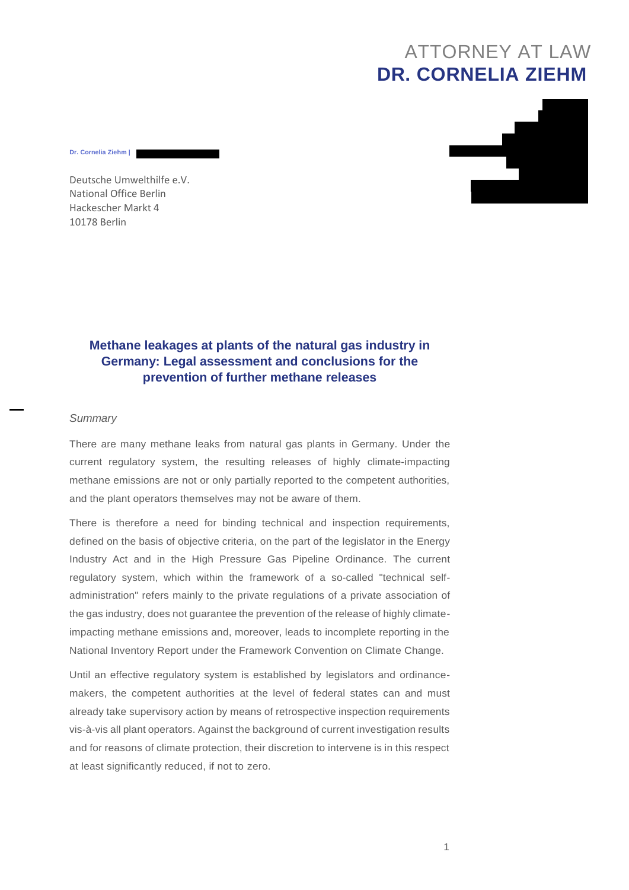ATTORNEY AT LAW
**DR. CORNELIA ZIEHM**

Dr. Cornelia Ziehm |

Deutsche Umwelthilfe e.V.
National Office Berlin
Hackescher Markt 4
10178 Berlin

# Methane leakages at plants of the natural gas industry in Germany: Legal assessment and conclusions for the prevention of further methane releases

*Summary*

There are many methane leaks from natural gas plants in Germany. Under the current regulatory system, the resulting releases of highly climate-impacting methane emissions are not or only partially reported to the competent authorities, and the plant operators themselves may not be aware of them.

There is therefore a need for binding technical and inspection requirements, defined on the basis of objective criteria, on the part of the legislator in the Energy Industry Act and in the High Pressure Gas Pipeline Ordinance. The current regulatory system, which within the framework of a so-called "technical self-administration" refers mainly to the private regulations of a private association of the gas industry, does not guarantee the prevention of the release of highly climate-impacting methane emissions and, moreover, leads to incomplete reporting in the National Inventory Report under the Framework Convention on Climate Change.

Until an effective regulatory system is established by legislators and ordinance-makers, the competent authorities at the level of federal states can and must already take supervisory action by means of retrospective inspection requirements vis-à-vis all plant operators. Against the background of current investigation results and for reasons of climate protection, their discretion to intervene is in this respect at least significantly reduced, if not to zero.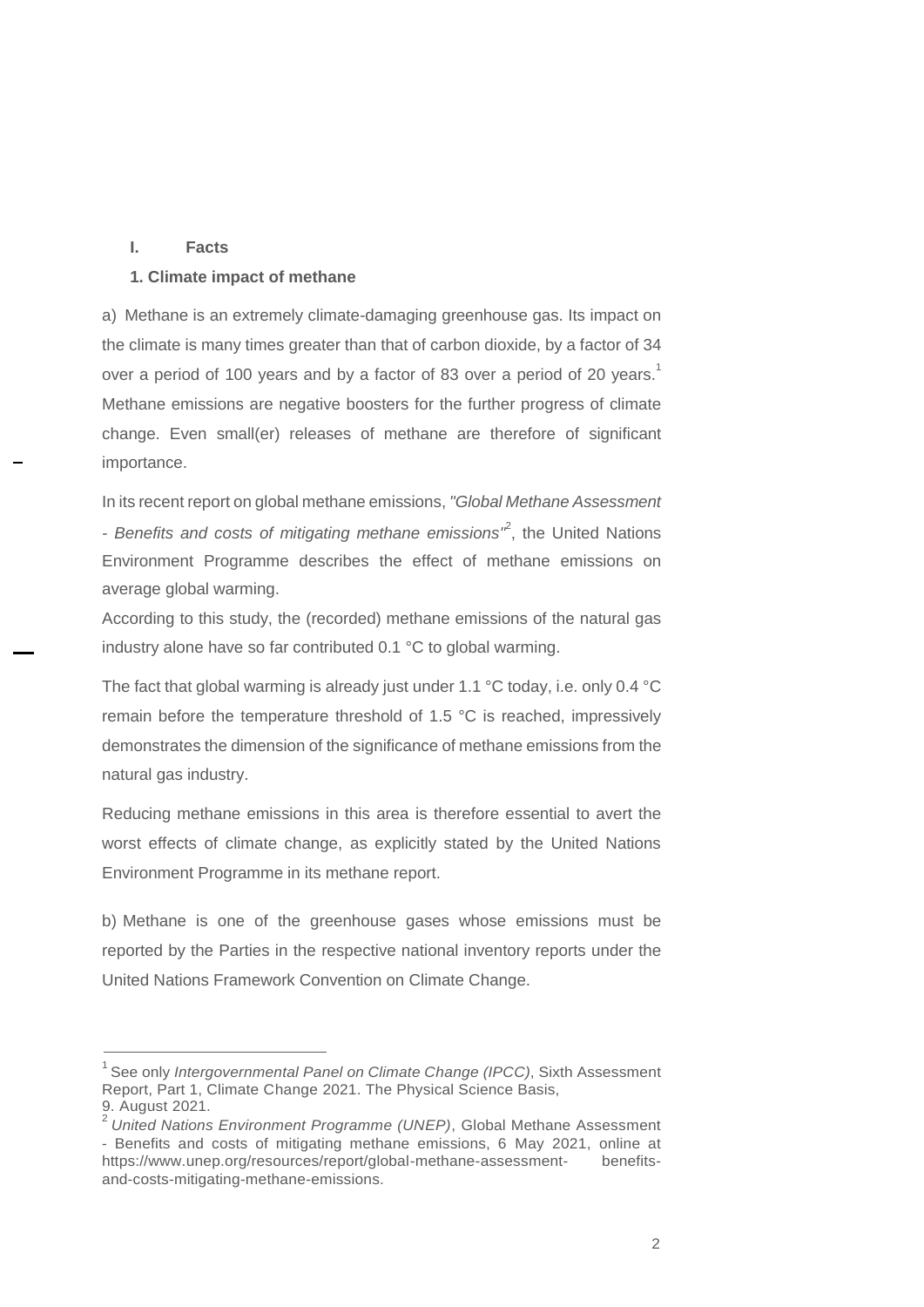## I. Facts

### 1. Climate impact of methane

a) Methane is an extremely climate-damaging greenhouse gas. Its impact on the climate is many times greater than that of carbon dioxide, by a factor of 34 over a period of 100 years and by a factor of 83 over a period of 20 years.[1] Methane emissions are negative boosters for the further progress of climate change. Even small(er) releases of methane are therefore of significant importance.

In its recent report on global methane emissions, *"Global Methane Assessment - Benefits and costs of mitigating methane emissions"*[2], the United Nations Environment Programme describes the effect of methane emissions on average global warming.

According to this study, the (recorded) methane emissions of the natural gas industry alone have so far contributed 0.1 °C to global warming.

The fact that global warming is already just under 1.1 °C today, i.e. only 0.4 °C remain before the temperature threshold of 1.5 °C is reached, impressively demonstrates the dimension of the significance of methane emissions from the natural gas industry.

Reducing methane emissions in this area is therefore essential to avert the worst effects of climate change, as explicitly stated by the United Nations Environment Programme in its methane report.

b) Methane is one of the greenhouse gases whose emissions must be reported by the Parties in the respective national inventory reports under the United Nations Framework Convention on Climate Change.

---

[1] See only *Intergovernmental Panel on Climate Change (IPCC)*, Sixth Assessment Report, Part 1, Climate Change 2021. The Physical Science Basis, 9. August 2021.

[2] *United Nations Environment Programme (UNEP)*, Global Methane Assessment - Benefits and costs of mitigating methane emissions, 6 May 2021, online at https://www.unep.org/resources/report/global-methane-assessment-benefits-and-costs-mitigating-methane-emissions.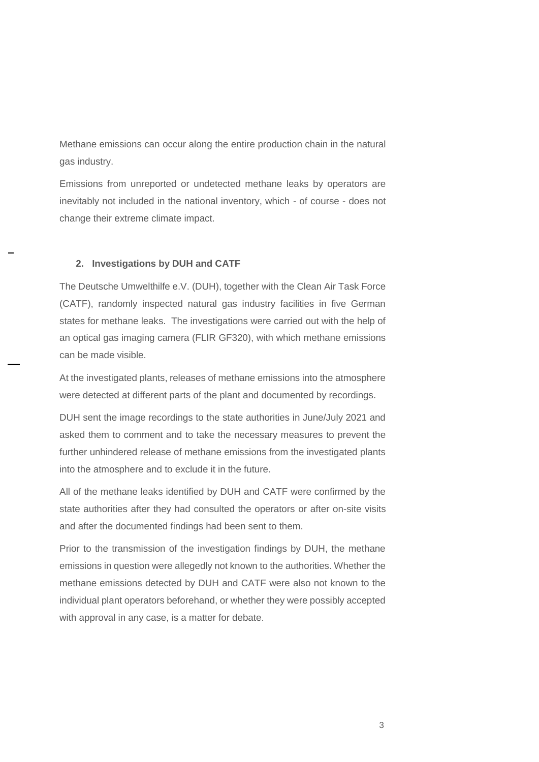Methane emissions can occur along the entire production chain in the natural gas industry.

Emissions from unreported or undetected methane leaks by operators are inevitably not included in the national inventory, which - of course - does not change their extreme climate impact.

## 2. Investigations by DUH and CATF

The Deutsche Umwelthilfe e.V. (DUH), together with the Clean Air Task Force (CATF), randomly inspected natural gas industry facilities in five German states for methane leaks. The investigations were carried out with the help of an optical gas imaging camera (FLIR GF320), with which methane emissions can be made visible.

At the investigated plants, releases of methane emissions into the atmosphere were detected at different parts of the plant and documented by recordings.

DUH sent the image recordings to the state authorities in June/July 2021 and asked them to comment and to take the necessary measures to prevent the further unhindered release of methane emissions from the investigated plants into the atmosphere and to exclude it in the future.

All of the methane leaks identified by DUH and CATF were confirmed by the state authorities after they had consulted the operators or after on-site visits and after the documented findings had been sent to them.

Prior to the transmission of the investigation findings by DUH, the methane emissions in question were allegedly not known to the authorities. Whether the methane emissions detected by DUH and CATF were also not known to the individual plant operators beforehand, or whether they were possibly accepted with approval in any case, is a matter for debate.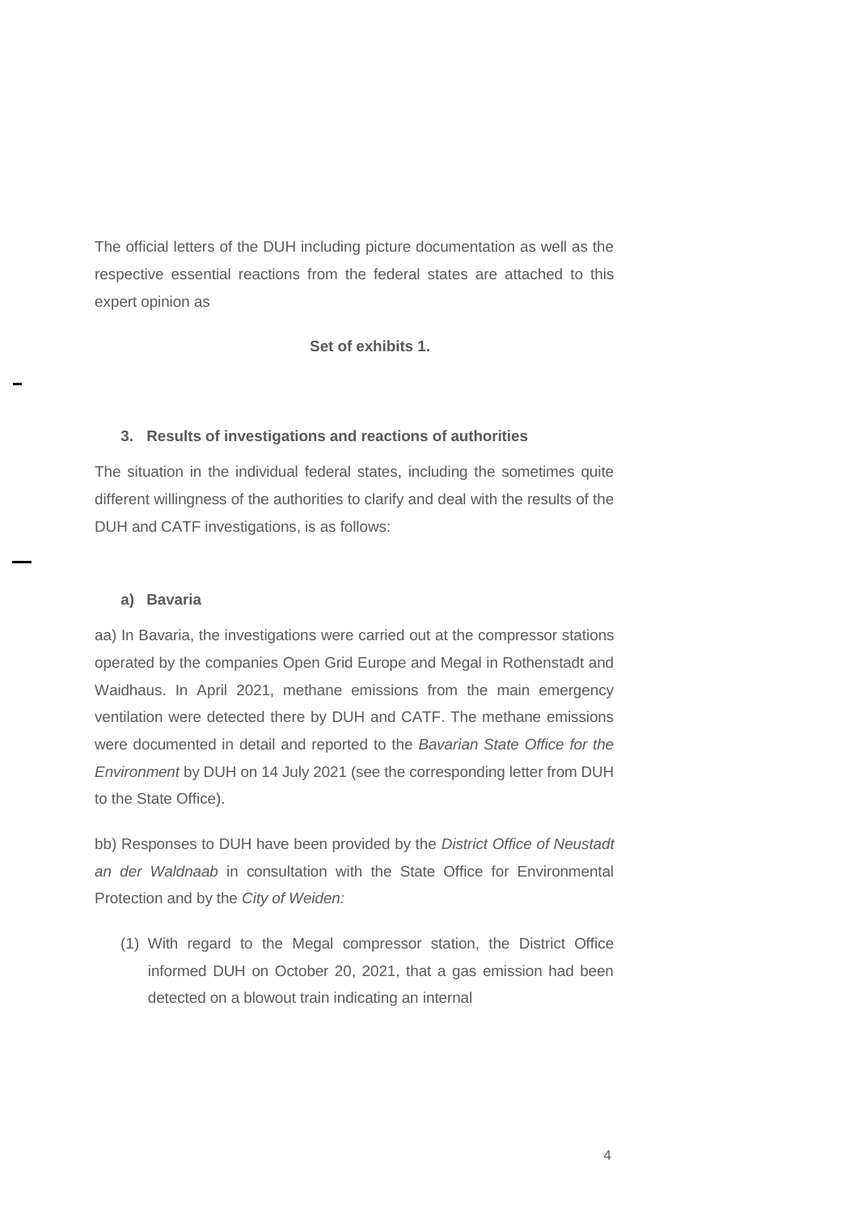The official letters of the DUH including picture documentation as well as the respective essential reactions from the federal states are attached to this expert opinion as

**Set of exhibits 1.**

### 3. Results of investigations and reactions of authorities

The situation in the individual federal states, including the sometimes quite different willingness of the authorities to clarify and deal with the results of the DUH and CATF investigations, is as follows:

#### a) Bavaria

aa) In Bavaria, the investigations were carried out at the compressor stations operated by the companies Open Grid Europe and Megal in Rothenstadt and Waidhaus. In April 2021, methane emissions from the main emergency ventilation were detected there by DUH and CATF. The methane emissions were documented in detail and reported to the *Bavarian State Office for the Environment* by DUH on 14 July 2021 (see the corresponding letter from DUH to the State Office).

bb) Responses to DUH have been provided by the *District Office of Neustadt an der Waldnaab* in consultation with the State Office for Environmental Protection and by the *City of Weiden:*

(1) With regard to the Megal compressor station, the District Office informed DUH on October 20, 2021, that a gas emission had been detected on a blowout train indicating an internal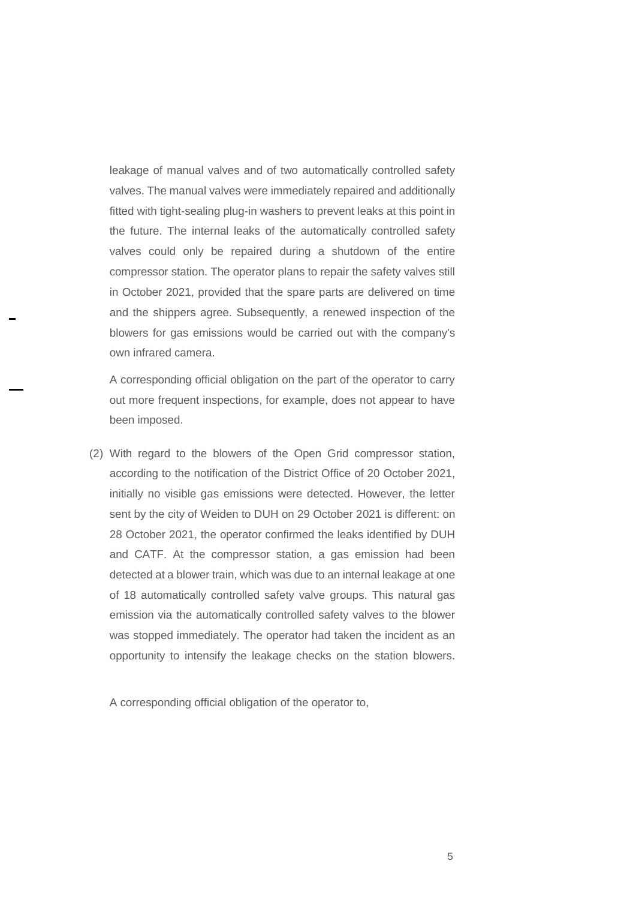leakage of manual valves and of two automatically controlled safety valves. The manual valves were immediately repaired and additionally fitted with tight-sealing plug-in washers to prevent leaks at this point in the future. The internal leaks of the automatically controlled safety valves could only be repaired during a shutdown of the entire compressor station. The operator plans to repair the safety valves still in October 2021, provided that the spare parts are delivered on time and the shippers agree. Subsequently, a renewed inspection of the blowers for gas emissions would be carried out with the company's own infrared camera.

A corresponding official obligation on the part of the operator to carry out more frequent inspections, for example, does not appear to have been imposed.

(2) With regard to the blowers of the Open Grid compressor station, according to the notification of the District Office of 20 October 2021, initially no visible gas emissions were detected. However, the letter sent by the city of Weiden to DUH on 29 October 2021 is different: on 28 October 2021, the operator confirmed the leaks identified by DUH and CATF. At the compressor station, a gas emission had been detected at a blower train, which was due to an internal leakage at one of 18 automatically controlled safety valve groups. This natural gas emission via the automatically controlled safety valves to the blower was stopped immediately. The operator had taken the incident as an opportunity to intensify the leakage checks on the station blowers.

A corresponding official obligation of the operator to,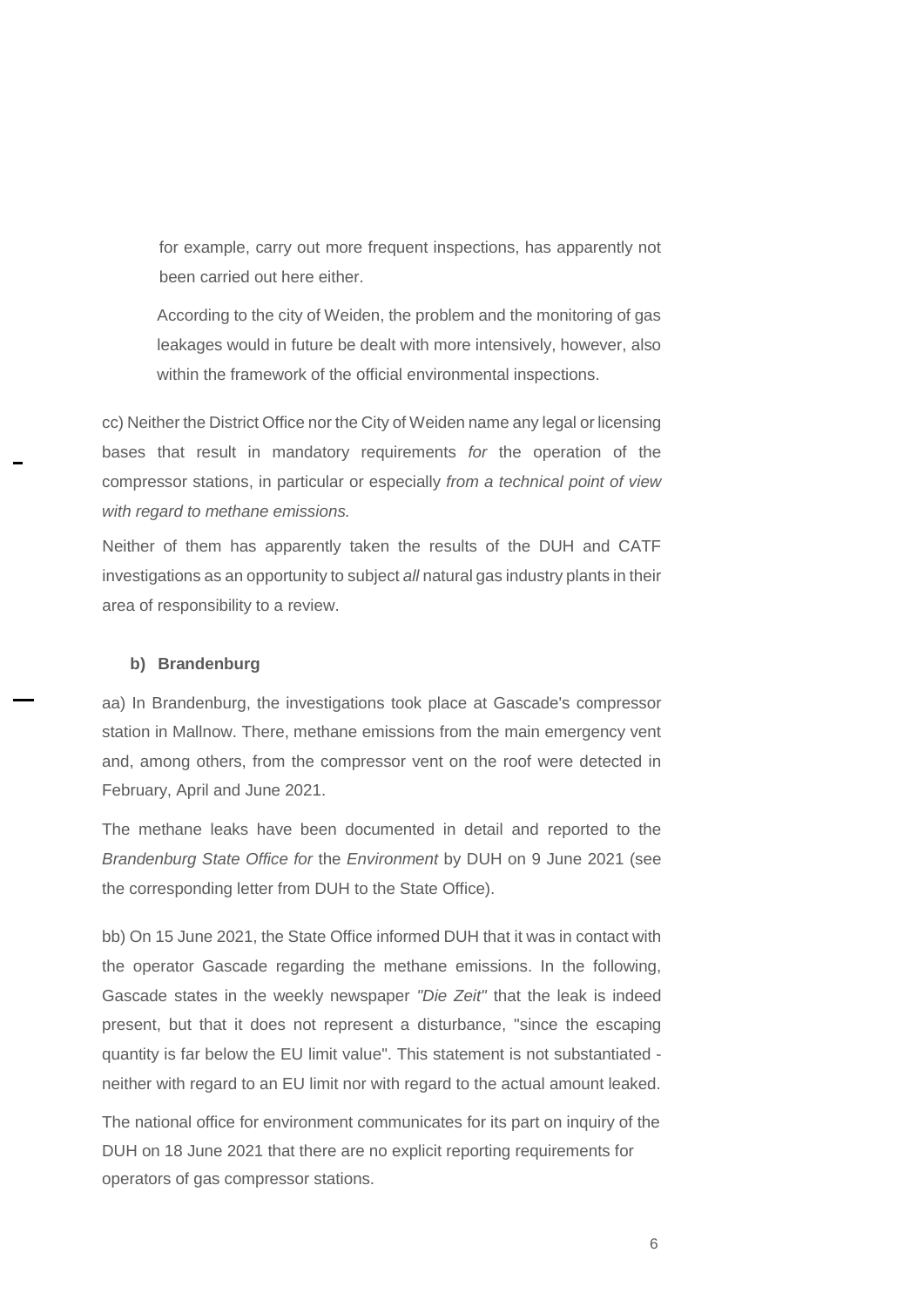for example, carry out more frequent inspections, has apparently not been carried out here either.

According to the city of Weiden, the problem and the monitoring of gas leakages would in future be dealt with more intensively, however, also within the framework of the official environmental inspections.

cc) Neither the District Office nor the City of Weiden name any legal or licensing bases that result in mandatory requirements *for* the operation of the compressor stations, in particular or especially *from a technical point of view with regard to methane emissions.*

Neither of them has apparently taken the results of the DUH and CATF investigations as an opportunity to subject *all* natural gas industry plants in their area of responsibility to a review.

### b) Brandenburg

aa) In Brandenburg, the investigations took place at Gascade's compressor station in Mallnow. There, methane emissions from the main emergency vent and, among others, from the compressor vent on the roof were detected in February, April and June 2021.

The methane leaks have been documented in detail and reported to the *Brandenburg State Office for* the *Environment* by DUH on 9 June 2021 (see the corresponding letter from DUH to the State Office).

bb) On 15 June 2021, the State Office informed DUH that it was in contact with the operator Gascade regarding the methane emissions. In the following, Gascade states in the weekly newspaper *"Die Zeit"* that the leak is indeed present, but that it does not represent a disturbance, "since the escaping quantity is far below the EU limit value". This statement is not substantiated - neither with regard to an EU limit nor with regard to the actual amount leaked.

The national office for environment communicates for its part on inquiry of the DUH on 18 June 2021 that there are no explicit reporting requirements for operators of gas compressor stations.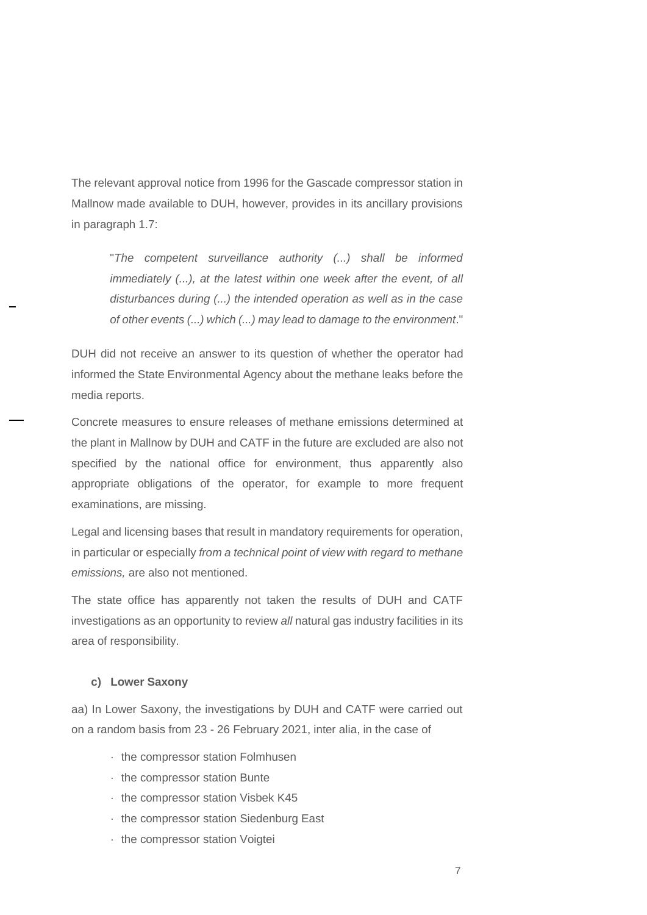The relevant approval notice from 1996 for the Gascade compressor station in Mallnow made available to DUH, however, provides in its ancillary provisions in paragraph 1.7:

> "*The competent surveillance authority (...) shall be informed immediately (...), at the latest within one week after the event, of all disturbances during (...) the intended operation as well as in the case of other events (...) which (...) may lead to damage to the environment*."

DUH did not receive an answer to its question of whether the operator had informed the State Environmental Agency about the methane leaks before the media reports.

Concrete measures to ensure releases of methane emissions determined at the plant in Mallnow by DUH and CATF in the future are excluded are also not specified by the national office for environment, thus apparently also appropriate obligations of the operator, for example to more frequent examinations, are missing.

Legal and licensing bases that result in mandatory requirements for operation, in particular or especially *from a technical point of view with regard to methane emissions,* are also not mentioned.

The state office has apparently not taken the results of DUH and CATF investigations as an opportunity to review *all* natural gas industry facilities in its area of responsibility.

#### c) Lower Saxony

aa) In Lower Saxony, the investigations by DUH and CATF were carried out on a random basis from 23 - 26 February 2021, inter alia, in the case of

- the compressor station Folmhusen
- the compressor station Bunte
- the compressor station Visbek K45
- the compressor station Siedenburg East
- the compressor station Voigtei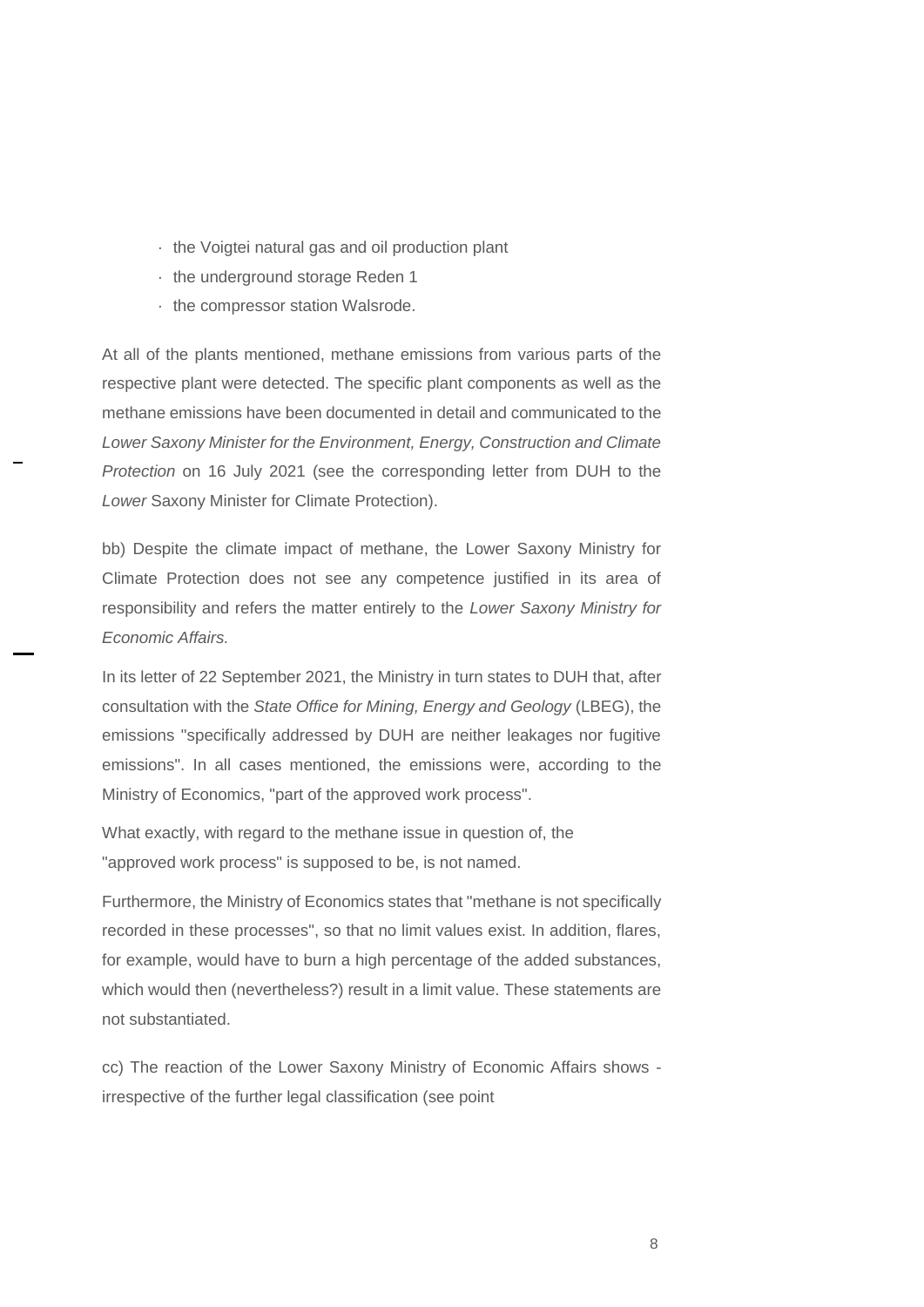- the Voigtei natural gas and oil production plant
- the underground storage Reden 1
- the compressor station Walsrode.

At all of the plants mentioned, methane emissions from various parts of the respective plant were detected. The specific plant components as well as the methane emissions have been documented in detail and communicated to the *Lower Saxony Minister for the Environment, Energy, Construction and Climate Protection* on 16 July 2021 (see the corresponding letter from DUH to the *Lower* Saxony Minister for Climate Protection).

bb) Despite the climate impact of methane, the Lower Saxony Ministry for Climate Protection does not see any competence justified in its area of responsibility and refers the matter entirely to the *Lower Saxony Ministry for Economic Affairs.*

In its letter of 22 September 2021, the Ministry in turn states to DUH that, after consultation with the *State Office for Mining, Energy and Geology* (LBEG), the emissions "specifically addressed by DUH are neither leakages nor fugitive emissions". In all cases mentioned, the emissions were, according to the Ministry of Economics, "part of the approved work process".

What exactly, with regard to the methane issue in question of, the "approved work process" is supposed to be, is not named.

Furthermore, the Ministry of Economics states that "methane is not specifically recorded in these processes", so that no limit values exist. In addition, flares, for example, would have to burn a high percentage of the added substances, which would then (nevertheless?) result in a limit value. These statements are not substantiated.

cc) The reaction of the Lower Saxony Ministry of Economic Affairs shows - irrespective of the further legal classification (see point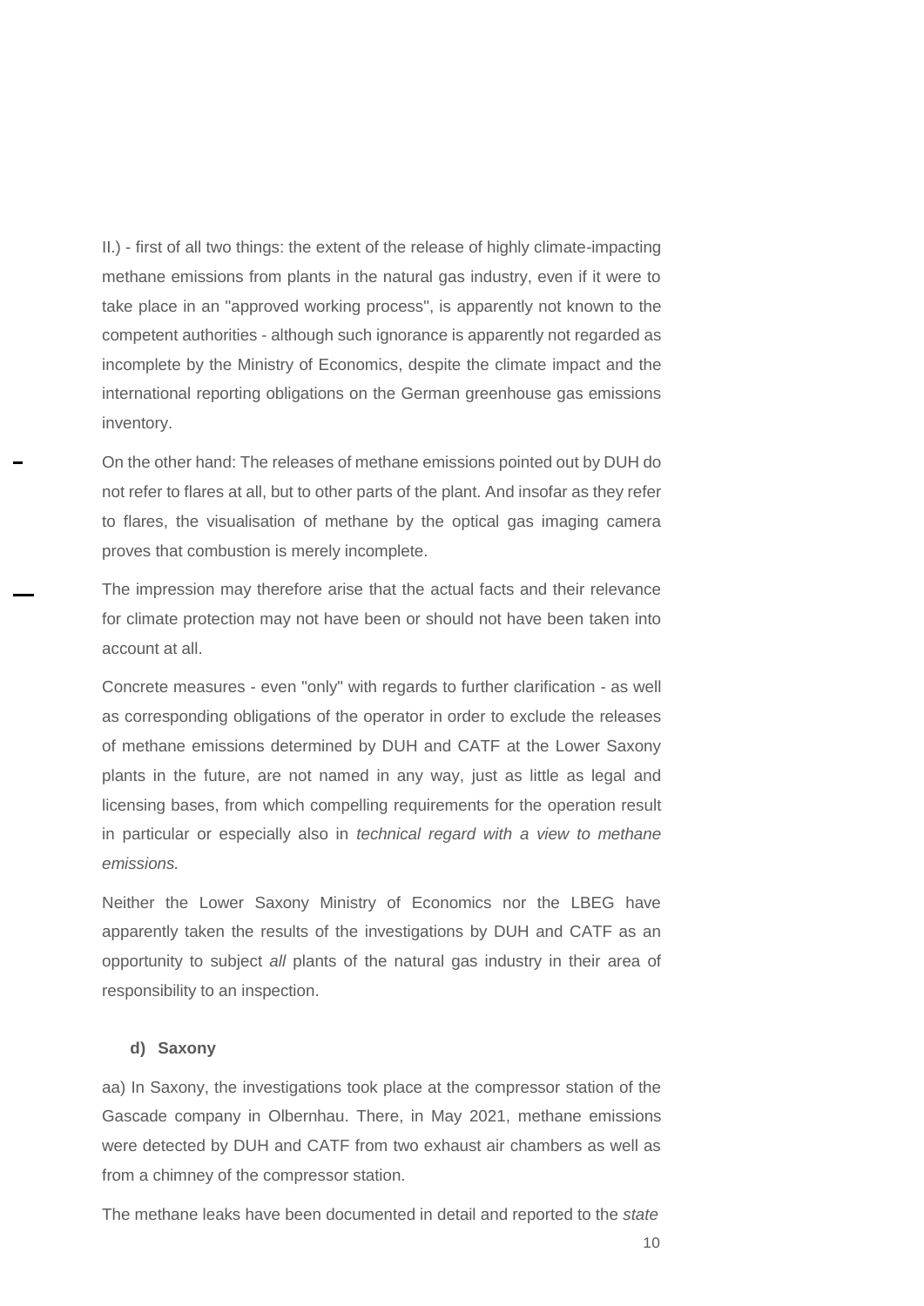II.) - first of all two things: the extent of the release of highly climate-impacting methane emissions from plants in the natural gas industry, even if it were to take place in an "approved working process", is apparently not known to the competent authorities - although such ignorance is apparently not regarded as incomplete by the Ministry of Economics, despite the climate impact and the international reporting obligations on the German greenhouse gas emissions inventory.

On the other hand: The releases of methane emissions pointed out by DUH do not refer to flares at all, but to other parts of the plant. And insofar as they refer to flares, the visualisation of methane by the optical gas imaging camera proves that combustion is merely incomplete.

The impression may therefore arise that the actual facts and their relevance for climate protection may not have been or should not have been taken into account at all.

Concrete measures - even "only" with regards to further clarification - as well as corresponding obligations of the operator in order to exclude the releases of methane emissions determined by DUH and CATF at the Lower Saxony plants in the future, are not named in any way, just as little as legal and licensing bases, from which compelling requirements for the operation result in particular or especially also in *technical regard with a view to methane emissions.*

Neither the Lower Saxony Ministry of Economics nor the LBEG have apparently taken the results of the investigations by DUH and CATF as an opportunity to subject *all* plants of the natural gas industry in their area of responsibility to an inspection.

#### d) Saxony

aa) In Saxony, the investigations took place at the compressor station of the Gascade company in Olbernhau. There, in May 2021, methane emissions were detected by DUH and CATF from two exhaust air chambers as well as from a chimney of the compressor station.

The methane leaks have been documented in detail and reported to the *state*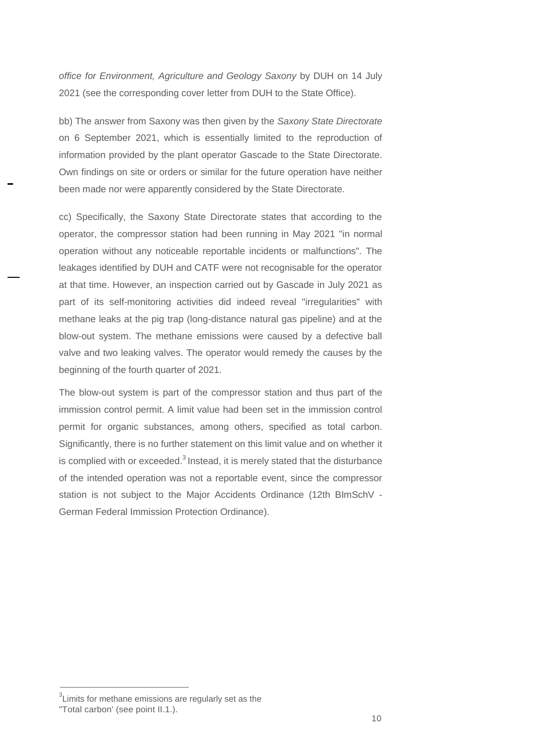*office for Environment, Agriculture and Geology Saxony* by DUH on 14 July 2021 (see the corresponding cover letter from DUH to the State Office).

bb) The answer from Saxony was then given by the *Saxony State Directorate* on 6 September 2021, which is essentially limited to the reproduction of information provided by the plant operator Gascade to the State Directorate. Own findings on site or orders or similar for the future operation have neither been made nor were apparently considered by the State Directorate.

cc) Specifically, the Saxony State Directorate states that according to the operator, the compressor station had been running in May 2021 "in normal operation without any noticeable reportable incidents or malfunctions". The leakages identified by DUH and CATF were not recognisable for the operator at that time. However, an inspection carried out by Gascade in July 2021 as part of its self-monitoring activities did indeed reveal "irregularities" with methane leaks at the pig trap (long-distance natural gas pipeline) and at the blow-out system. The methane emissions were caused by a defective ball valve and two leaking valves. The operator would remedy the causes by the beginning of the fourth quarter of 2021.

The blow-out system is part of the compressor station and thus part of the immission control permit. A limit value had been set in the immission control permit for organic substances, among others, specified as total carbon. Significantly, there is no further statement on this limit value and on whether it is complied with or exceeded.[3] Instead, it is merely stated that the disturbance of the intended operation was not a reportable event, since the compressor station is not subject to the Major Accidents Ordinance (12th BImSchV - German Federal Immission Protection Ordinance).

[3] Limits for methane emissions are regularly set as the ''Total carbon' (see point II.1.).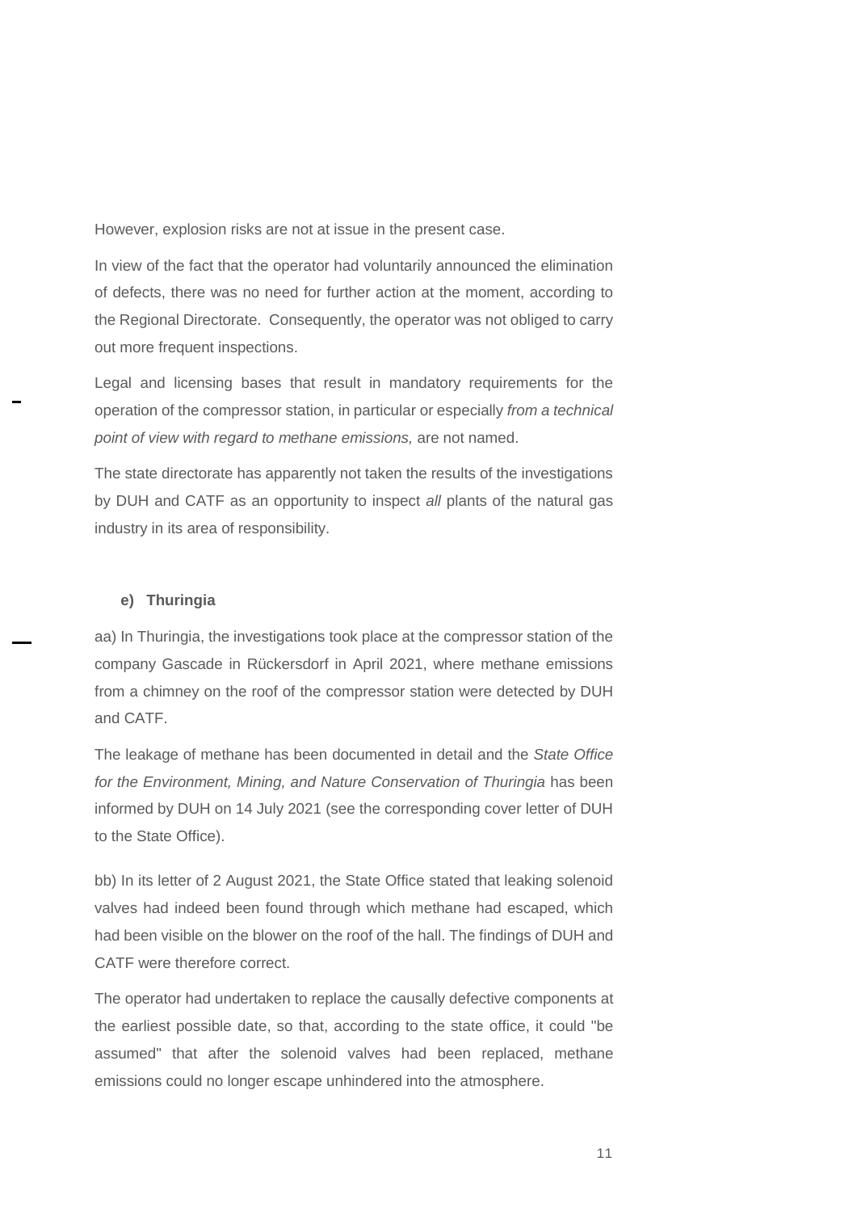However, explosion risks are not at issue in the present case.

In view of the fact that the operator had voluntarily announced the elimination of defects, there was no need for further action at the moment, according to the Regional Directorate. Consequently, the operator was not obliged to carry out more frequent inspections.

Legal and licensing bases that result in mandatory requirements for the operation of the compressor station, in particular or especially *from a technical point of view with regard to methane emissions,* are not named.

The state directorate has apparently not taken the results of the investigations by DUH and CATF as an opportunity to inspect *all* plants of the natural gas industry in its area of responsibility.

#### e) Thuringia

aa) In Thuringia, the investigations took place at the compressor station of the company Gascade in Rückersdorf in April 2021, where methane emissions from a chimney on the roof of the compressor station were detected by DUH and CATF.

The leakage of methane has been documented in detail and the *State Office for the Environment, Mining, and Nature Conservation of Thuringia* has been informed by DUH on 14 July 2021 (see the corresponding cover letter of DUH to the State Office).

bb) In its letter of 2 August 2021, the State Office stated that leaking solenoid valves had indeed been found through which methane had escaped, which had been visible on the blower on the roof of the hall. The findings of DUH and CATF were therefore correct.

The operator had undertaken to replace the causally defective components at the earliest possible date, so that, according to the state office, it could "be assumed" that after the solenoid valves had been replaced, methane emissions could no longer escape unhindered into the atmosphere.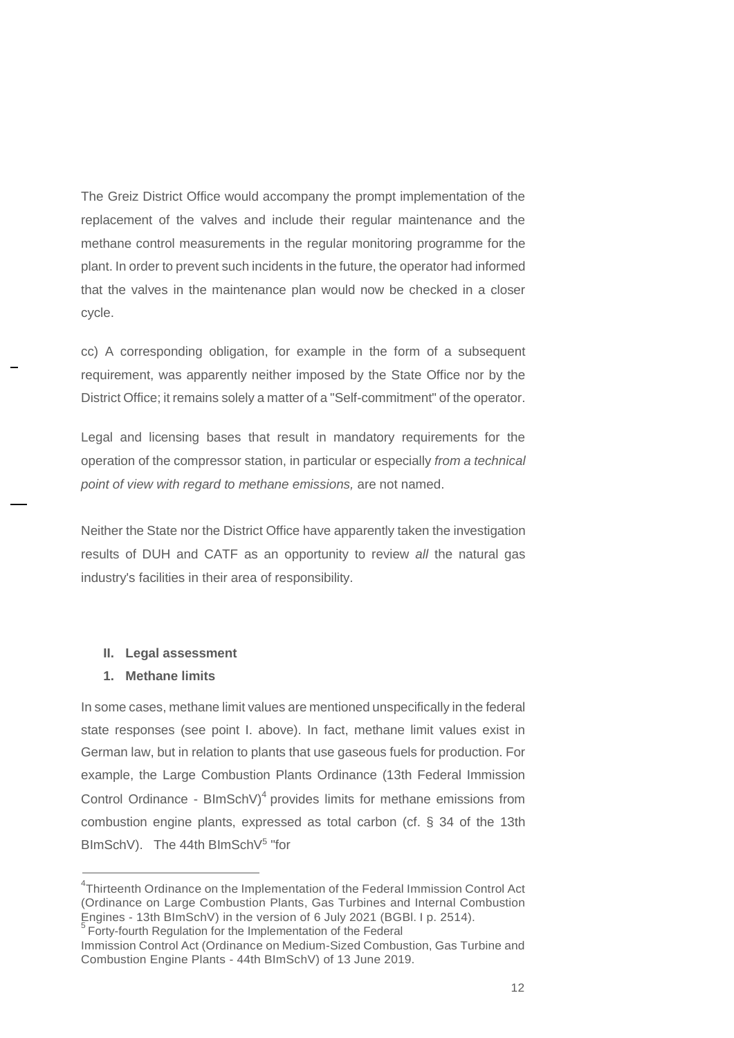The Greiz District Office would accompany the prompt implementation of the replacement of the valves and include their regular maintenance and the methane control measurements in the regular monitoring programme for the plant. In order to prevent such incidents in the future, the operator had informed that the valves in the maintenance plan would now be checked in a closer cycle.

cc) A corresponding obligation, for example in the form of a subsequent requirement, was apparently neither imposed by the State Office nor by the District Office; it remains solely a matter of a "Self-commitment" of the operator.

Legal and licensing bases that result in mandatory requirements for the operation of the compressor station, in particular or especially *from a technical point of view with regard to methane emissions,* are not named.

Neither the State nor the District Office have apparently taken the investigation results of DUH and CATF as an opportunity to review *all* the natural gas industry's facilities in their area of responsibility.

## II. Legal assessment

### 1. Methane limits

In some cases, methane limit values are mentioned unspecifically in the federal state responses (see point I. above). In fact, methane limit values exist in German law, but in relation to plants that use gaseous fuels for production. For example, the Large Combustion Plants Ordinance (13th Federal Immission Control Ordinance - BImSchV)[4] provides limits for methane emissions from combustion engine plants, expressed as total carbon (cf. § 34 of the 13th BImSchV). The 44th BImSchV[5] "for

---

[4] Thirteenth Ordinance on the Implementation of the Federal Immission Control Act (Ordinance on Large Combustion Plants, Gas Turbines and Internal Combustion Engines - 13th BImSchV) in the version of 6 July 2021 (BGBl. I p. 2514).

[5] Forty-fourth Regulation for the Implementation of the Federal Immission Control Act (Ordinance on Medium-Sized Combustion, Gas Turbine and Combustion Engine Plants - 44th BImSchV) of 13 June 2019.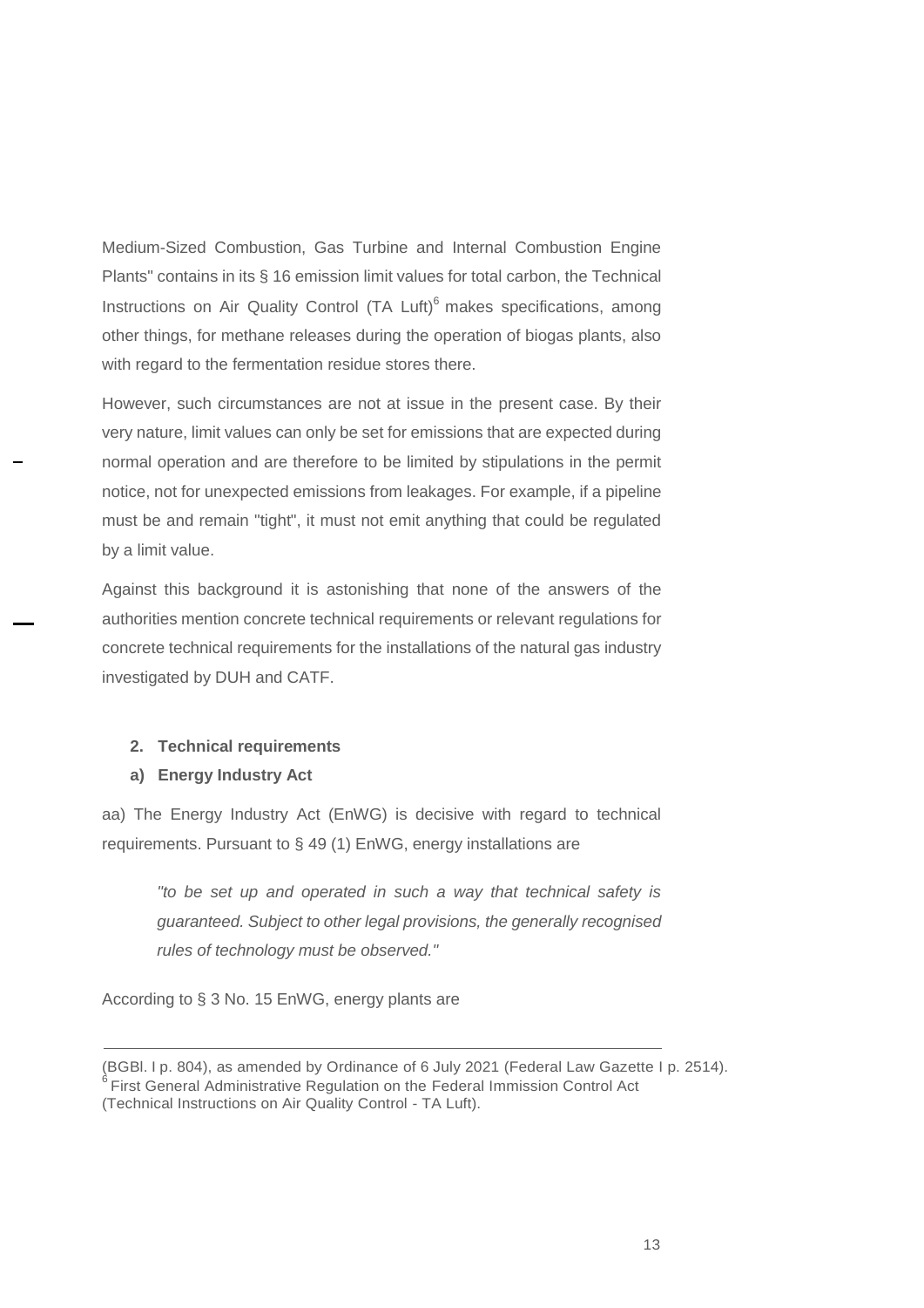Medium-Sized Combustion, Gas Turbine and Internal Combustion Engine Plants" contains in its § 16 emission limit values for total carbon, the Technical Instructions on Air Quality Control (TA Luft)[6] makes specifications, among other things, for methane releases during the operation of biogas plants, also with regard to the fermentation residue stores there.

However, such circumstances are not at issue in the present case. By their very nature, limit values can only be set for emissions that are expected during normal operation and are therefore to be limited by stipulations in the permit notice, not for unexpected emissions from leakages. For example, if a pipeline must be and remain "tight", it must not emit anything that could be regulated by a limit value.

Against this background it is astonishing that none of the answers of the authorities mention concrete technical requirements or relevant regulations for concrete technical requirements for the installations of the natural gas industry investigated by DUH and CATF.

**2. Technical requirements**

**a) Energy Industry Act**

aa) The Energy Industry Act (EnWG) is decisive with regard to technical requirements. Pursuant to § 49 (1) EnWG, energy installations are

> *"to be set up and operated in such a way that technical safety is guaranteed. Subject to other legal provisions, the generally recognised rules of technology must be observed."*

According to § 3 No. 15 EnWG, energy plants are

---

(BGBl. I p. 804), as amended by Ordinance of 6 July 2021 (Federal Law Gazette I p. 2514).

[6] First General Administrative Regulation on the Federal Immission Control Act (Technical Instructions on Air Quality Control - TA Luft).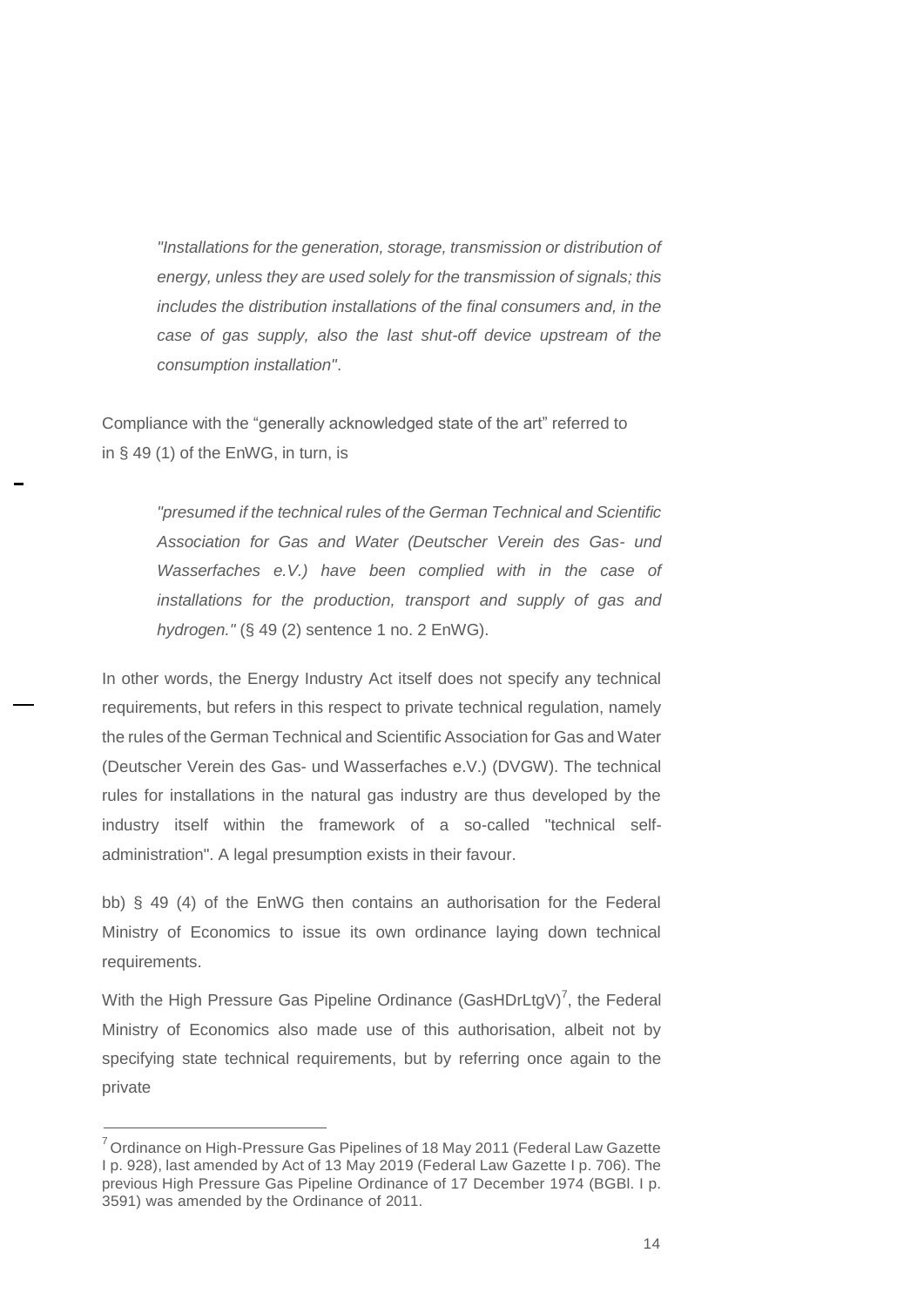> *"Installations for the generation, storage, transmission or distribution of energy, unless they are used solely for the transmission of signals; this includes the distribution installations of the final consumers and, in the case of gas supply, also the last shut-off device upstream of the consumption installation"*.

Compliance with the "generally acknowledged state of the art" referred to in § 49 (1) of the EnWG, in turn, is

> *"presumed if the technical rules of the German Technical and Scientific Association for Gas and Water (Deutscher Verein des Gas- und Wasserfaches e.V.) have been complied with in the case of installations for the production, transport and supply of gas and hydrogen."* (§ 49 (2) sentence 1 no. 2 EnWG).

In other words, the Energy Industry Act itself does not specify any technical requirements, but refers in this respect to private technical regulation, namely the rules of the German Technical and Scientific Association for Gas and Water (Deutscher Verein des Gas- und Wasserfaches e.V.) (DVGW). The technical rules for installations in the natural gas industry are thus developed by the industry itself within the framework of a so-called "technical self-administration". A legal presumption exists in their favour.

bb) § 49 (4) of the EnWG then contains an authorisation for the Federal Ministry of Economics to issue its own ordinance laying down technical requirements.

With the High Pressure Gas Pipeline Ordinance (GasHDrLtgV)[7], the Federal Ministry of Economics also made use of this authorisation, albeit not by specifying state technical requirements, but by referring once again to the private

---

[7] Ordinance on High-Pressure Gas Pipelines of 18 May 2011 (Federal Law Gazette I p. 928), last amended by Act of 13 May 2019 (Federal Law Gazette I p. 706). The previous High Pressure Gas Pipeline Ordinance of 17 December 1974 (BGBl. I p. 3591) was amended by the Ordinance of 2011.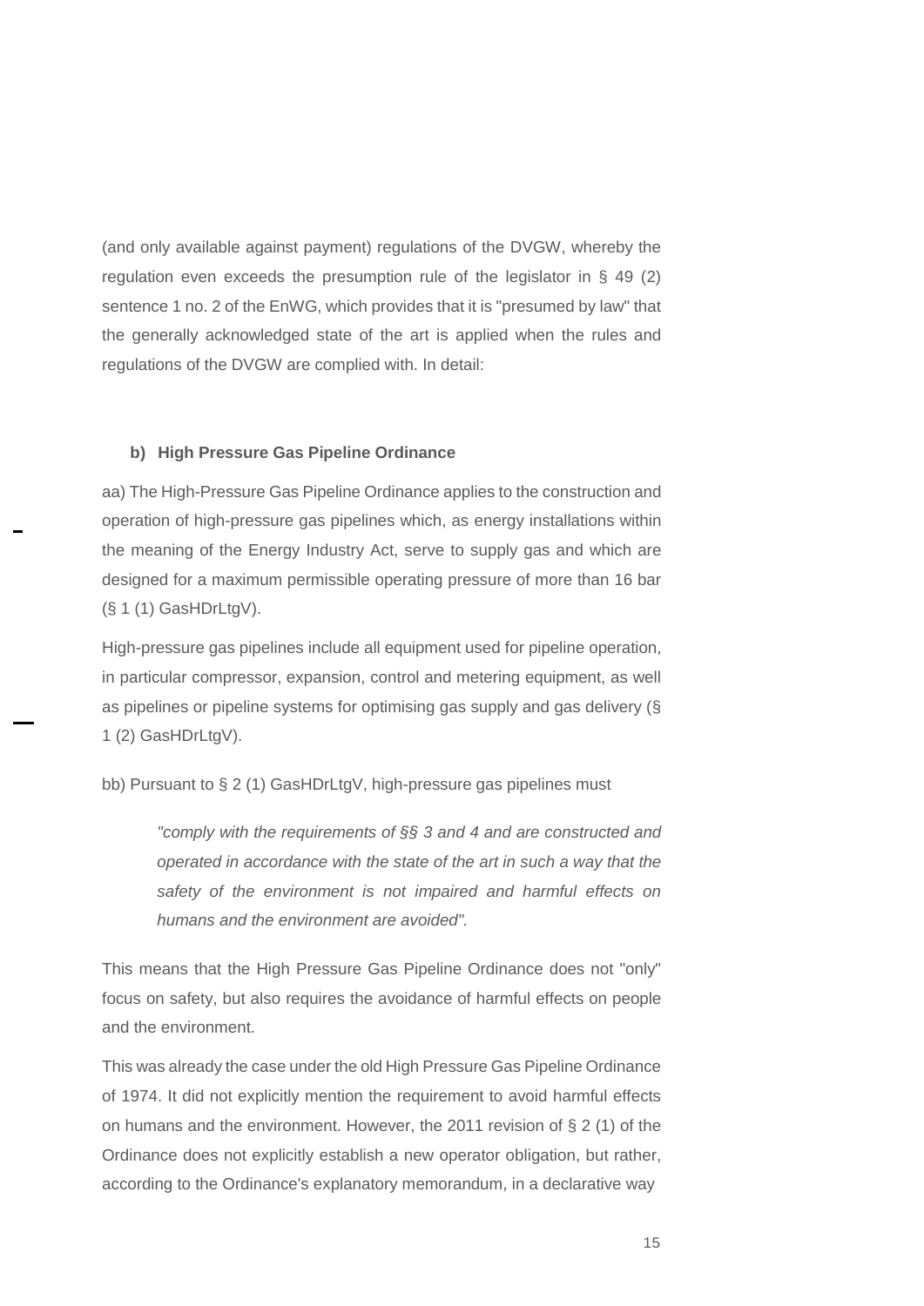(and only available against payment) regulations of the DVGW, whereby the regulation even exceeds the presumption rule of the legislator in § 49 (2) sentence 1 no. 2 of the EnWG, which provides that it is "presumed by law" that the generally acknowledged state of the art is applied when the rules and regulations of the DVGW are complied with. In detail:

### b) High Pressure Gas Pipeline Ordinance

aa) The High-Pressure Gas Pipeline Ordinance applies to the construction and operation of high-pressure gas pipelines which, as energy installations within the meaning of the Energy Industry Act, serve to supply gas and which are designed for a maximum permissible operating pressure of more than 16 bar (§ 1 (1) GasHDrLtgV).

High-pressure gas pipelines include all equipment used for pipeline operation, in particular compressor, expansion, control and metering equipment, as well as pipelines or pipeline systems for optimising gas supply and gas delivery (§ 1 (2) GasHDrLtgV).

bb) Pursuant to § 2 (1) GasHDrLtgV, high-pressure gas pipelines must

> *"comply with the requirements of §§ 3 and 4 and are constructed and operated in accordance with the state of the art in such a way that the safety of the environment is not impaired and harmful effects on humans and the environment are avoided".*

This means that the High Pressure Gas Pipeline Ordinance does not "only" focus on safety, but also requires the avoidance of harmful effects on people and the environment.

This was already the case under the old High Pressure Gas Pipeline Ordinance of 1974. It did not explicitly mention the requirement to avoid harmful effects on humans and the environment. However, the 2011 revision of § 2 (1) of the Ordinance does not explicitly establish a new operator obligation, but rather, according to the Ordinance's explanatory memorandum, in a declarative way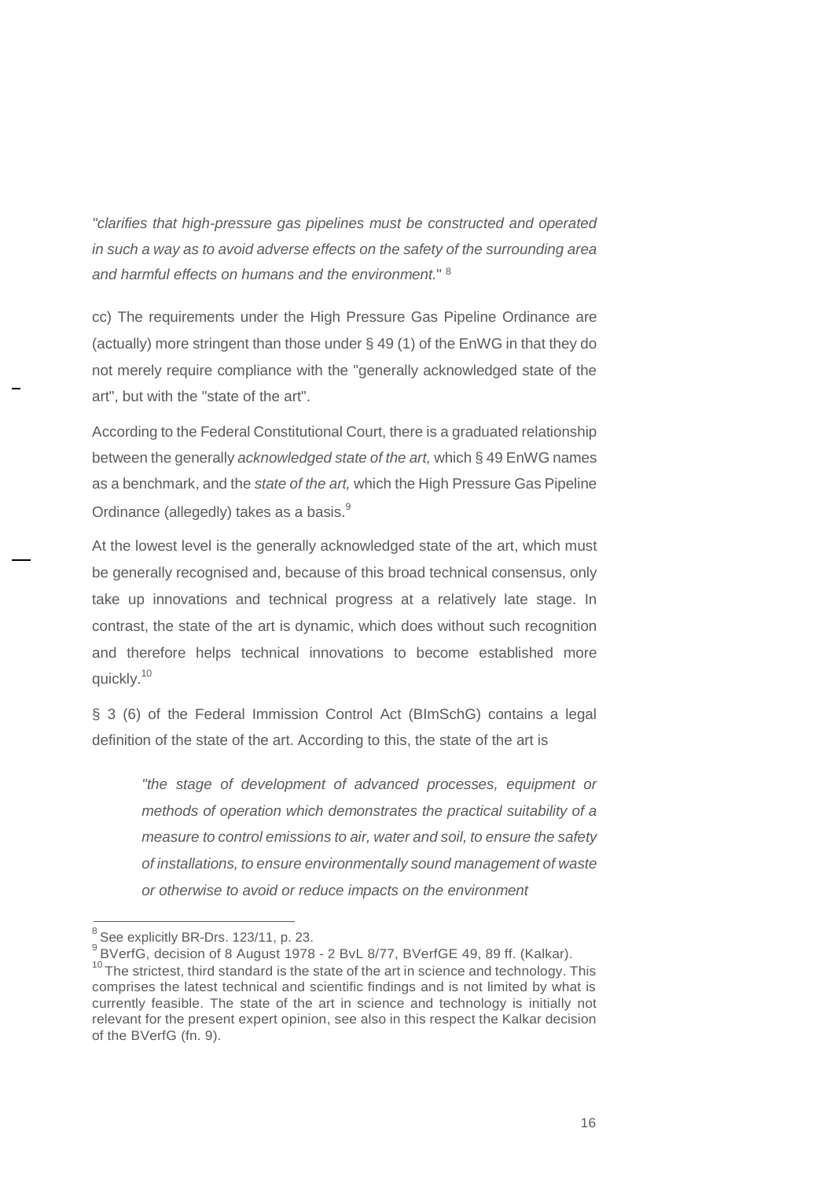*"clarifies that high-pressure gas pipelines must be constructed and operated in such a way as to avoid adverse effects on the safety of the surrounding area and harmful effects on humans and the environment.*" [8]

cc) The requirements under the High Pressure Gas Pipeline Ordinance are (actually) more stringent than those under § 49 (1) of the EnWG in that they do not merely require compliance with the "generally acknowledged state of the art", but with the "state of the art".

According to the Federal Constitutional Court, there is a graduated relationship between the generally *acknowledged state of the art,* which § 49 EnWG names as a benchmark, and the *state of the art,* which the High Pressure Gas Pipeline Ordinance (allegedly) takes as a basis.[9]

At the lowest level is the generally acknowledged state of the art, which must be generally recognised and, because of this broad technical consensus, only take up innovations and technical progress at a relatively late stage. In contrast, the state of the art is dynamic, which does without such recognition and therefore helps technical innovations to become established more quickly.[10]

§ 3 (6) of the Federal Immission Control Act (BImSchG) contains a legal definition of the state of the art. According to this, the state of the art is

> *"the stage of development of advanced processes, equipment or methods of operation which demonstrates the practical suitability of a measure to control emissions to air, water and soil, to ensure the safety of installations, to ensure environmentally sound management of waste or otherwise to avoid or reduce impacts on the environment*

---

[8] See explicitly BR-Drs. 123/11, p. 23.

[9] BVerfG, decision of 8 August 1978 - 2 BvL 8/77, BVerfGE 49, 89 ff. (Kalkar).

[10] The strictest, third standard is the state of the art in science and technology. This comprises the latest technical and scientific findings and is not limited by what is currently feasible. The state of the art in science and technology is initially not relevant for the present expert opinion, see also in this respect the Kalkar decision of the BVerfG (fn. 9).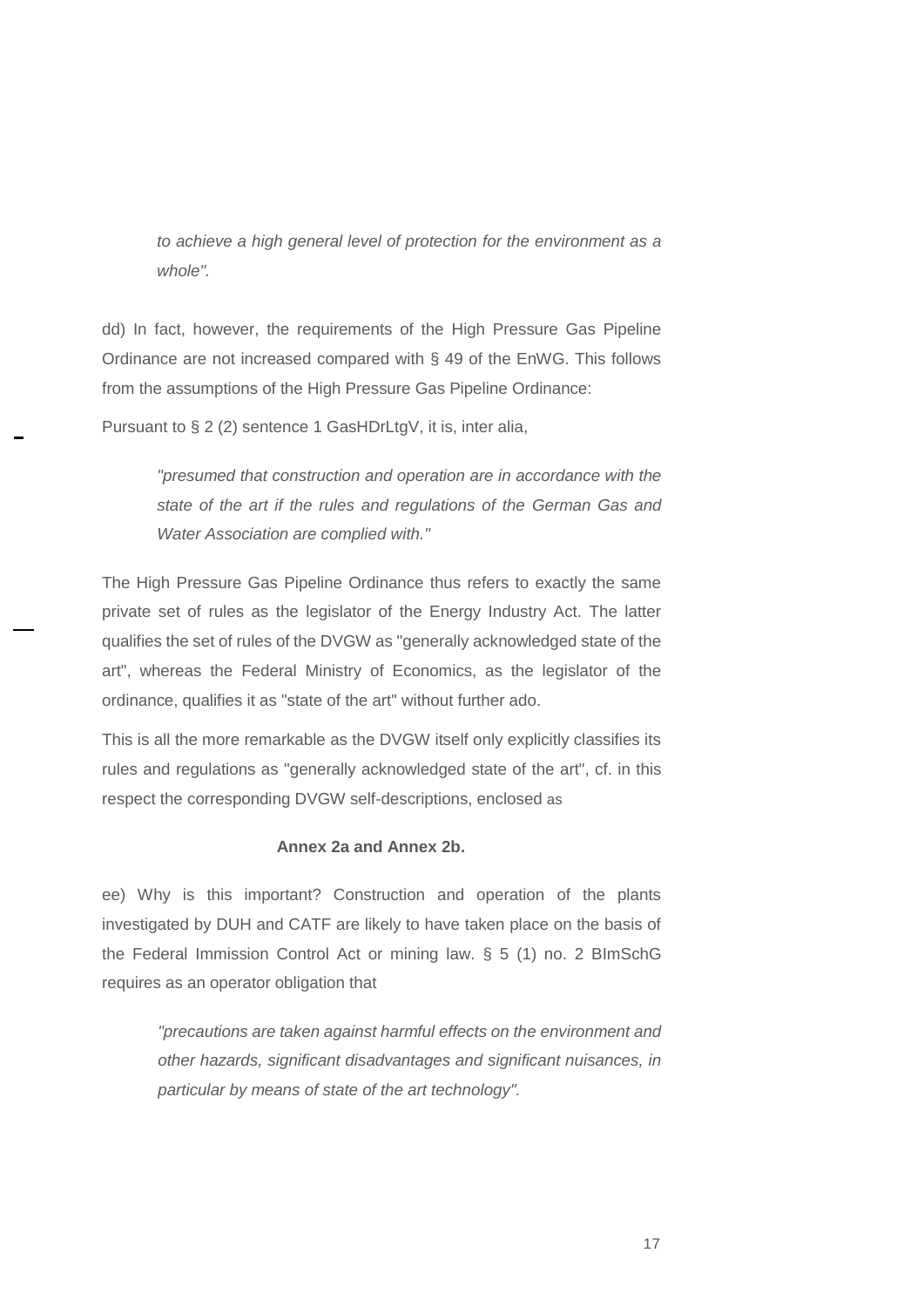*to achieve a high general level of protection for the environment as a whole".*

dd) In fact, however, the requirements of the High Pressure Gas Pipeline Ordinance are not increased compared with § 49 of the EnWG. This follows from the assumptions of the High Pressure Gas Pipeline Ordinance:

Pursuant to § 2 (2) sentence 1 GasHDrLtgV, it is, inter alia,

*"presumed that construction and operation are in accordance with the state of the art if the rules and regulations of the German Gas and Water Association are complied with."*

The High Pressure Gas Pipeline Ordinance thus refers to exactly the same private set of rules as the legislator of the Energy Industry Act. The latter qualifies the set of rules of the DVGW as "generally acknowledged state of the art", whereas the Federal Ministry of Economics, as the legislator of the ordinance, qualifies it as "state of the art" without further ado.

This is all the more remarkable as the DVGW itself only explicitly classifies its rules and regulations as "generally acknowledged state of the art", cf. in this respect the corresponding DVGW self-descriptions, enclosed as

**Annex 2a and Annex 2b.**

ee) Why is this important? Construction and operation of the plants investigated by DUH and CATF are likely to have taken place on the basis of the Federal Immission Control Act or mining law. § 5 (1) no. 2 BImSchG requires as an operator obligation that

*"precautions are taken against harmful effects on the environment and other hazards, significant disadvantages and significant nuisances, in particular by means of state of the art technology".*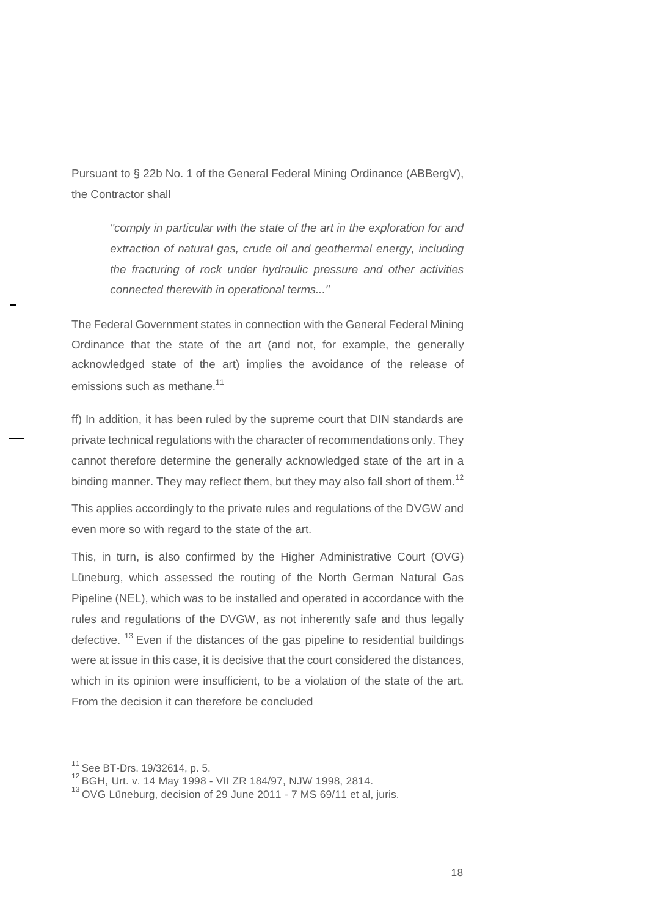Pursuant to § 22b No. 1 of the General Federal Mining Ordinance (ABBergV), the Contractor shall

> *"comply in particular with the state of the art in the exploration for and extraction of natural gas, crude oil and geothermal energy, including the fracturing of rock under hydraulic pressure and other activities connected therewith in operational terms..."*

The Federal Government states in connection with the General Federal Mining Ordinance that the state of the art (and not, for example, the generally acknowledged state of the art) implies the avoidance of the release of emissions such as methane.[11]

ff) In addition, it has been ruled by the supreme court that DIN standards are private technical regulations with the character of recommendations only. They cannot therefore determine the generally acknowledged state of the art in a binding manner. They may reflect them, but they may also fall short of them.[12]

This applies accordingly to the private rules and regulations of the DVGW and even more so with regard to the state of the art.

This, in turn, is also confirmed by the Higher Administrative Court (OVG) Lüneburg, which assessed the routing of the North German Natural Gas Pipeline (NEL), which was to be installed and operated in accordance with the rules and regulations of the DVGW, as not inherently safe and thus legally defective. [13] Even if the distances of the gas pipeline to residential buildings were at issue in this case, it is decisive that the court considered the distances, which in its opinion were insufficient, to be a violation of the state of the art. From the decision it can therefore be concluded

---

[11] See BT-Drs. 19/32614, p. 5.

[12] BGH, Urt. v. 14 May 1998 - VII ZR 184/97, NJW 1998, 2814.

[13] OVG Lüneburg, decision of 29 June 2011 - 7 MS 69/11 et al, juris.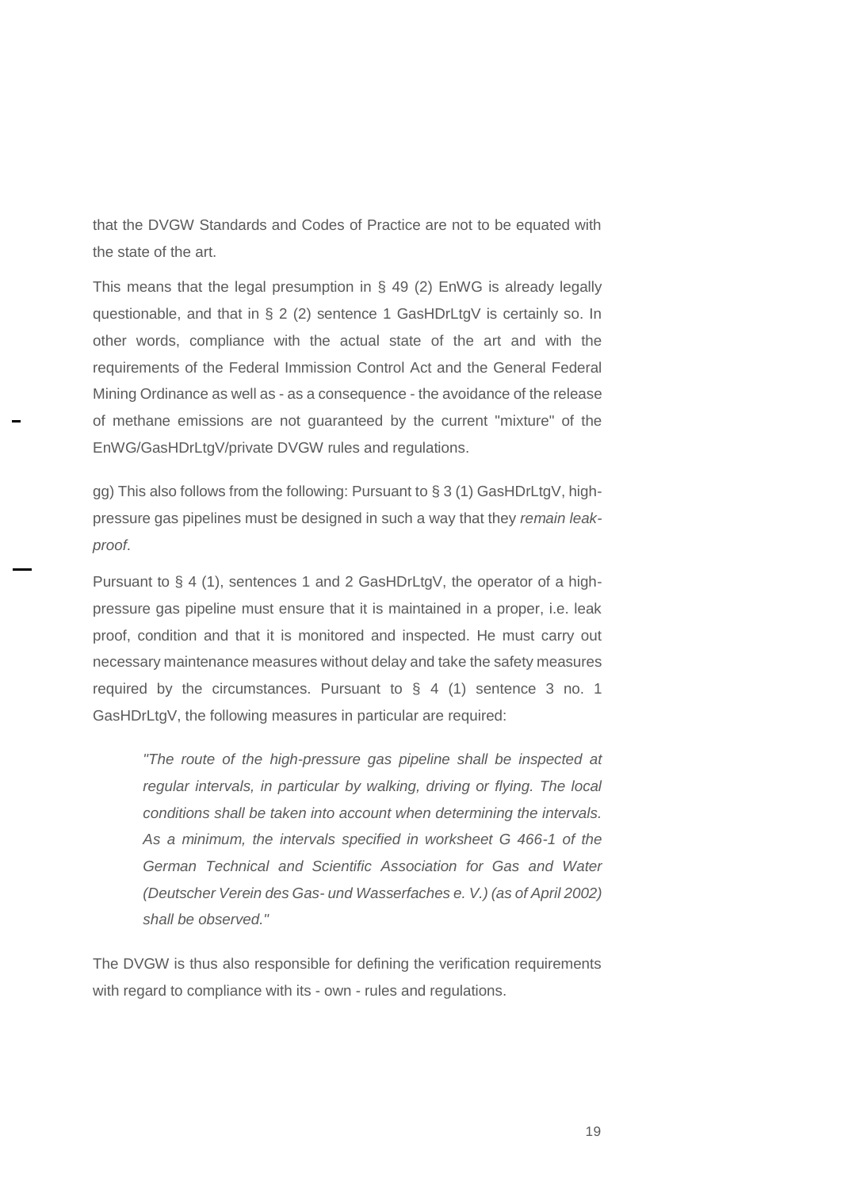that the DVGW Standards and Codes of Practice are not to be equated with the state of the art.

This means that the legal presumption in § 49 (2) EnWG is already legally questionable, and that in § 2 (2) sentence 1 GasHDrLtgV is certainly so. In other words, compliance with the actual state of the art and with the requirements of the Federal Immission Control Act and the General Federal Mining Ordinance as well as - as a consequence - the avoidance of the release of methane emissions are not guaranteed by the current "mixture" of the EnWG/GasHDrLtgV/private DVGW rules and regulations.

gg) This also follows from the following: Pursuant to § 3 (1) GasHDrLtgV, high-pressure gas pipelines must be designed in such a way that they *remain leak-proof*.

Pursuant to § 4 (1), sentences 1 and 2 GasHDrLtgV, the operator of a high-pressure gas pipeline must ensure that it is maintained in a proper, i.e. leak proof, condition and that it is monitored and inspected. He must carry out necessary maintenance measures without delay and take the safety measures required by the circumstances. Pursuant to § 4 (1) sentence 3 no. 1 GasHDrLtgV, the following measures in particular are required:

> *"The route of the high-pressure gas pipeline shall be inspected at regular intervals, in particular by walking, driving or flying. The local conditions shall be taken into account when determining the intervals. As a minimum, the intervals specified in worksheet G 466-1 of the German Technical and Scientific Association for Gas and Water (Deutscher Verein des Gas- und Wasserfaches e. V.) (as of April 2002) shall be observed."*

The DVGW is thus also responsible for defining the verification requirements with regard to compliance with its - own - rules and regulations.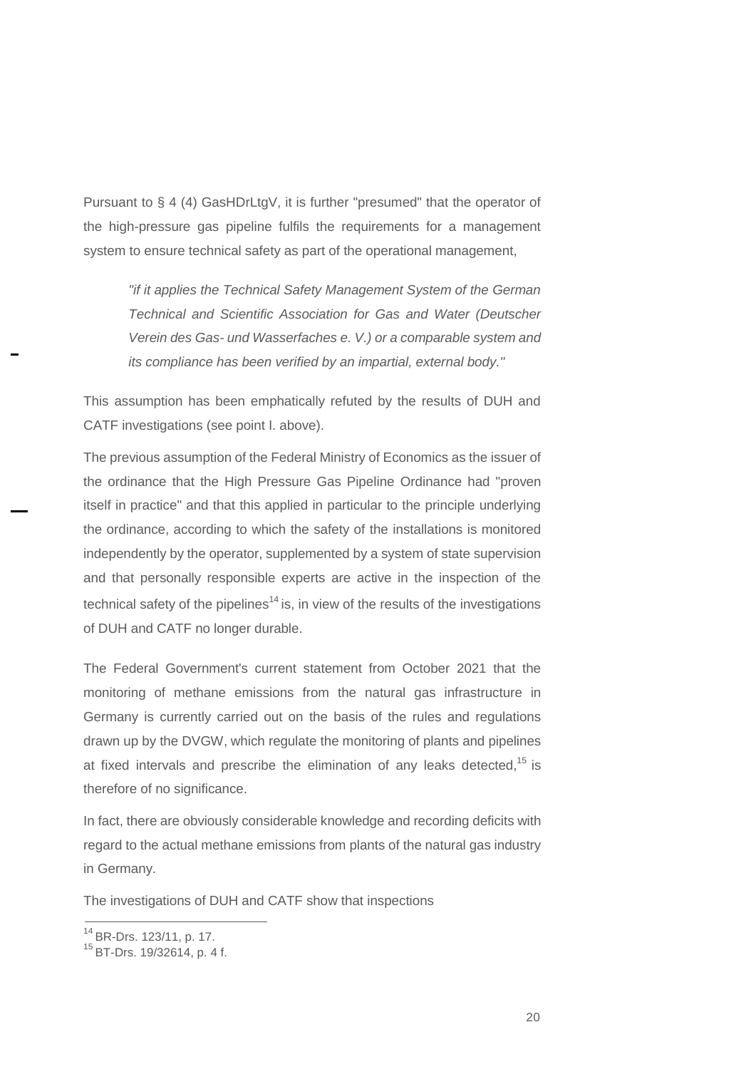Pursuant to § 4 (4) GasHDrLtgV, it is further "presumed" that the operator of the high-pressure gas pipeline fulfils the requirements for a management system to ensure technical safety as part of the operational management,

> *"if it applies the Technical Safety Management System of the German Technical and Scientific Association for Gas and Water (Deutscher Verein des Gas- und Wasserfaches e. V.) or a comparable system and its compliance has been verified by an impartial, external body."*

This assumption has been emphatically refuted by the results of DUH and CATF investigations (see point I. above).

The previous assumption of the Federal Ministry of Economics as the issuer of the ordinance that the High Pressure Gas Pipeline Ordinance had "proven itself in practice" and that this applied in particular to the principle underlying the ordinance, according to which the safety of the installations is monitored independently by the operator, supplemented by a system of state supervision and that personally responsible experts are active in the inspection of the technical safety of the pipelines[14] is, in view of the results of the investigations of DUH and CATF no longer durable.

The Federal Government's current statement from October 2021 that the monitoring of methane emissions from the natural gas infrastructure in Germany is currently carried out on the basis of the rules and regulations drawn up by the DVGW, which regulate the monitoring of plants and pipelines at fixed intervals and prescribe the elimination of any leaks detected,[15] is therefore of no significance.

In fact, there are obviously considerable knowledge and recording deficits with regard to the actual methane emissions from plants of the natural gas industry in Germany.

The investigations of DUH and CATF show that inspections

---

[14] BR-Drs. 123/11, p. 17.

[15] BT-Drs. 19/32614, p. 4 f.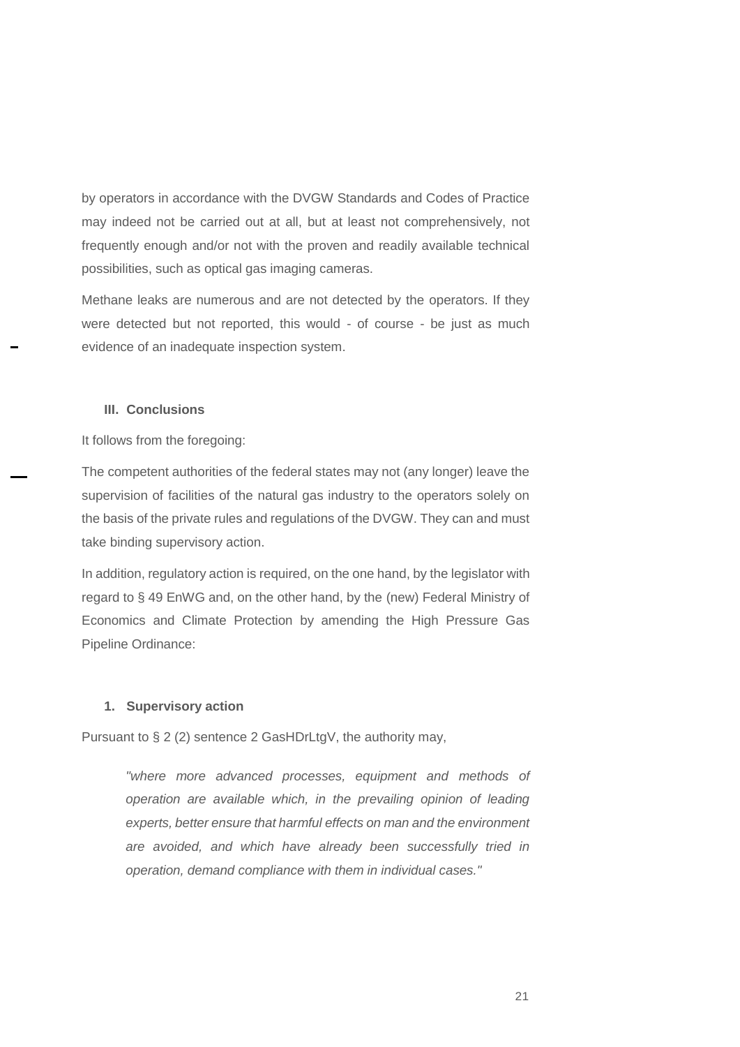by operators in accordance with the DVGW Standards and Codes of Practice may indeed not be carried out at all, but at least not comprehensively, not frequently enough and/or not with the proven and readily available technical possibilities, such as optical gas imaging cameras.

Methane leaks are numerous and are not detected by the operators. If they were detected but not reported, this would - of course - be just as much evidence of an inadequate inspection system.

### III. Conclusions

It follows from the foregoing:

The competent authorities of the federal states may not (any longer) leave the supervision of facilities of the natural gas industry to the operators solely on the basis of the private rules and regulations of the DVGW. They can and must take binding supervisory action.

In addition, regulatory action is required, on the one hand, by the legislator with regard to § 49 EnWG and, on the other hand, by the (new) Federal Ministry of Economics and Climate Protection by amending the High Pressure Gas Pipeline Ordinance:

#### 1. Supervisory action

Pursuant to § 2 (2) sentence 2 GasHDrLtgV, the authority may,

> *"where more advanced processes, equipment and methods of operation are available which, in the prevailing opinion of leading experts, better ensure that harmful effects on man and the environment are avoided, and which have already been successfully tried in operation, demand compliance with them in individual cases."*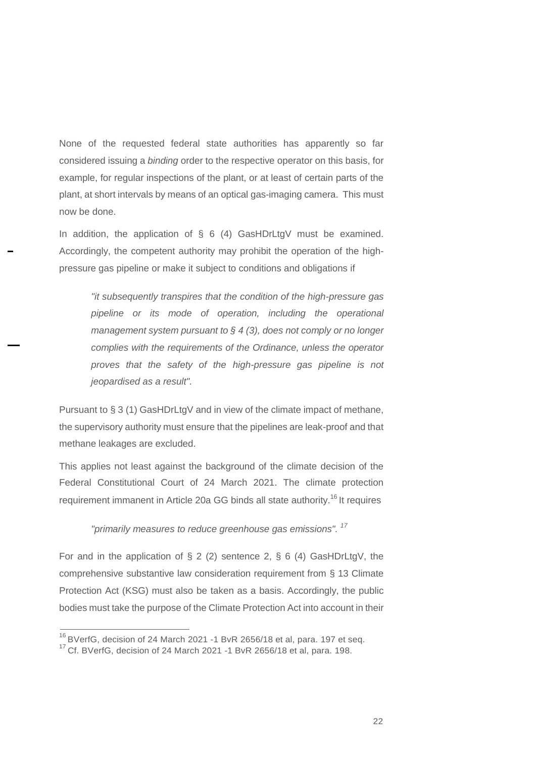None of the requested federal state authorities has apparently so far considered issuing a *binding* order to the respective operator on this basis, for example, for regular inspections of the plant, or at least of certain parts of the plant, at short intervals by means of an optical gas-imaging camera. This must now be done.

In addition, the application of § 6 (4) GasHDrLtgV must be examined. Accordingly, the competent authority may prohibit the operation of the high-pressure gas pipeline or make it subject to conditions and obligations if

> *"it subsequently transpires that the condition of the high-pressure gas pipeline or its mode of operation, including the operational management system pursuant to § 4 (3), does not comply or no longer complies with the requirements of the Ordinance, unless the operator proves that the safety of the high-pressure gas pipeline is not jeopardised as a result".*

Pursuant to § 3 (1) GasHDrLtgV and in view of the climate impact of methane, the supervisory authority must ensure that the pipelines are leak-proof and that methane leakages are excluded.

This applies not least against the background of the climate decision of the Federal Constitutional Court of 24 March 2021. The climate protection requirement immanent in Article 20a GG binds all state authority.[16] It requires

> *"primarily measures to reduce greenhouse gas emissions".* [17]

For and in the application of § 2 (2) sentence 2, § 6 (4) GasHDrLtgV, the comprehensive substantive law consideration requirement from § 13 Climate Protection Act (KSG) must also be taken as a basis. Accordingly, the public bodies must take the purpose of the Climate Protection Act into account in their

---

[16] BVerfG, decision of 24 March 2021 -1 BvR 2656/18 et al, para. 197 et seq.

[17] Cf. BVerfG, decision of 24 March 2021 -1 BvR 2656/18 et al, para. 198.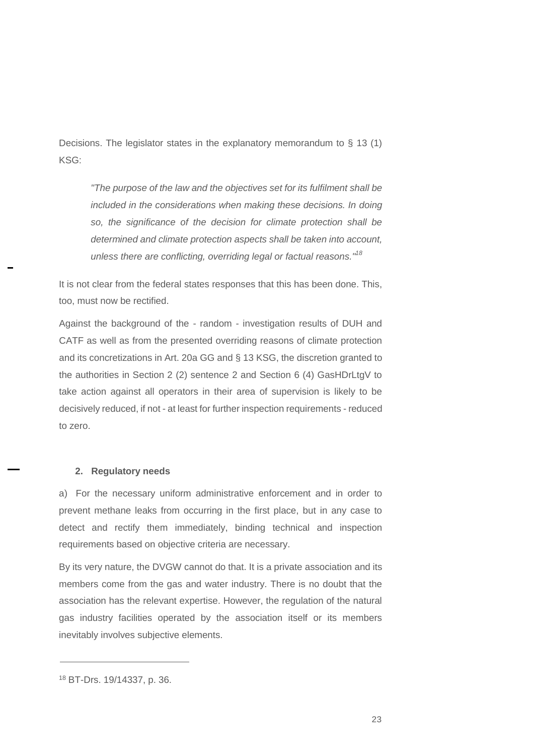Decisions. The legislator states in the explanatory memorandum to § 13 (1) KSG:

> *"The purpose of the law and the objectives set for its fulfilment shall be included in the considerations when making these decisions. In doing so, the significance of the decision for climate protection shall be determined and climate protection aspects shall be taken into account, unless there are conflicting, overriding legal or factual reasons."*[18]

It is not clear from the federal states responses that this has been done. This, too, must now be rectified.

Against the background of the - random - investigation results of DUH and CATF as well as from the presented overriding reasons of climate protection and its concretizations in Art. 20a GG and § 13 KSG, the discretion granted to the authorities in Section 2 (2) sentence 2 and Section 6 (4) GasHDrLtgV to take action against all operators in their area of supervision is likely to be decisively reduced, if not - at least for further inspection requirements - reduced to zero.

### 2. Regulatory needs

a) For the necessary uniform administrative enforcement and in order to prevent methane leaks from occurring in the first place, but in any case to detect and rectify them immediately, binding technical and inspection requirements based on objective criteria are necessary.

By its very nature, the DVGW cannot do that. It is a private association and its members come from the gas and water industry. There is no doubt that the association has the relevant expertise. However, the regulation of the natural gas industry facilities operated by the association itself or its members inevitably involves subjective elements.

---

[18] BT-Drs. 19/14337, p. 36.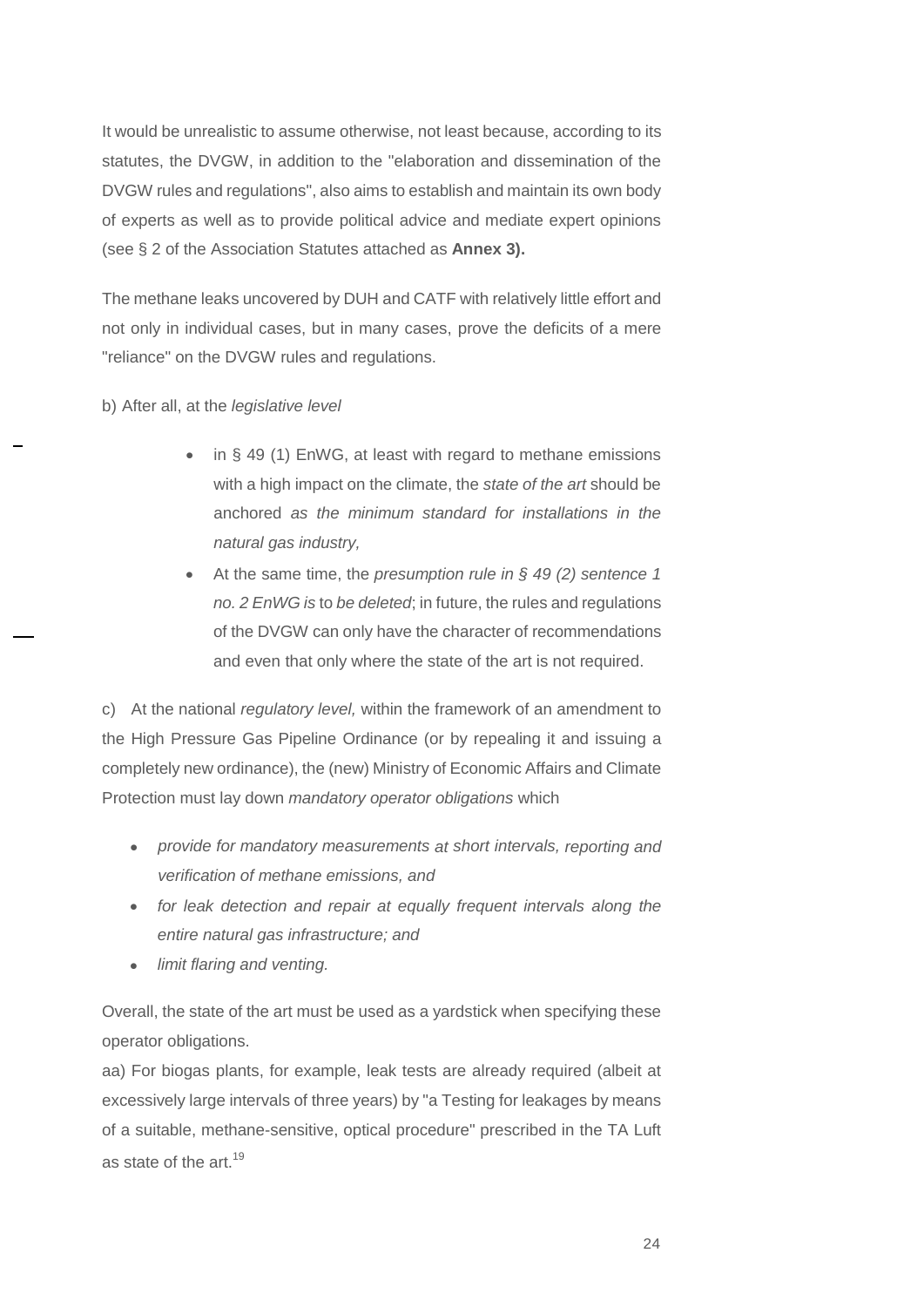It would be unrealistic to assume otherwise, not least because, according to its statutes, the DVGW, in addition to the "elaboration and dissemination of the DVGW rules and regulations", also aims to establish and maintain its own body of experts as well as to provide political advice and mediate expert opinions (see § 2 of the Association Statutes attached as **Annex 3).**

The methane leaks uncovered by DUH and CATF with relatively little effort and not only in individual cases, but in many cases, prove the deficits of a mere "reliance" on the DVGW rules and regulations.

b) After all, at the *legislative level*

- in § 49 (1) EnWG, at least with regard to methane emissions with a high impact on the climate, the *state of the art* should be anchored *as the minimum standard for installations in the natural gas industry,*
- At the same time, the *presumption rule in § 49 (2) sentence 1 no. 2 EnWG is* to *be deleted*; in future, the rules and regulations of the DVGW can only have the character of recommendations and even that only where the state of the art is not required.

c) At the national *regulatory level,* within the framework of an amendment to the High Pressure Gas Pipeline Ordinance (or by repealing it and issuing a completely new ordinance), the (new) Ministry of Economic Affairs and Climate Protection must lay down *mandatory operator obligations* which

- *provide for mandatory measurements at short intervals, reporting and verification of methane emissions, and*
- *for leak detection and repair at equally frequent intervals along the entire natural gas infrastructure; and*
- *limit flaring and venting.*

Overall, the state of the art must be used as a yardstick when specifying these operator obligations.

aa) For biogas plants, for example, leak tests are already required (albeit at excessively large intervals of three years) by "a Testing for leakages by means of a suitable, methane-sensitive, optical procedure" prescribed in the TA Luft as state of the art.[19]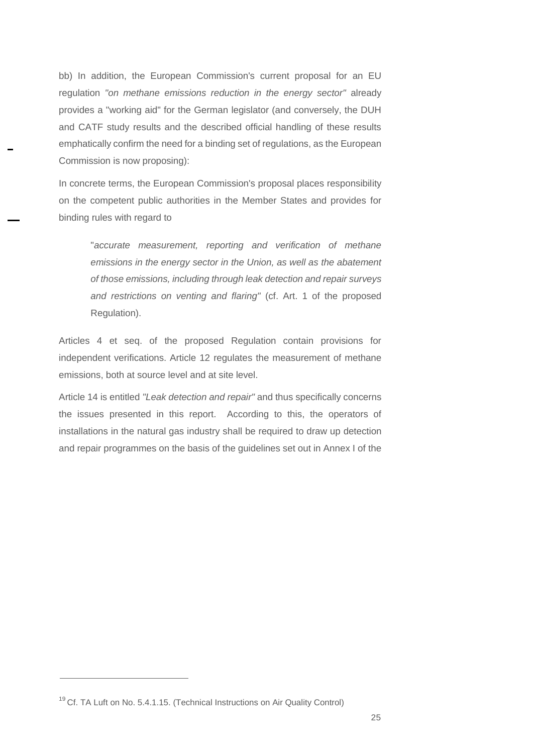bb) In addition, the European Commission's current proposal for an EU regulation *"on methane emissions reduction in the energy sector"* already provides a "working aid" for the German legislator (and conversely, the DUH and CATF study results and the described official handling of these results emphatically confirm the need for a binding set of regulations, as the European Commission is now proposing):

In concrete terms, the European Commission's proposal places responsibility on the competent public authorities in the Member States and provides for binding rules with regard to

> "*accurate measurement, reporting and verification of methane emissions in the energy sector in the Union, as well as the abatement of those emissions, including through leak detection and repair surveys and restrictions on venting and flaring*" (cf. Art. 1 of the proposed Regulation).

Articles 4 et seq. of the proposed Regulation contain provisions for independent verifications. Article 12 regulates the measurement of methane emissions, both at source level and at site level.

Article 14 is entitled *"Leak detection and repair"* and thus specifically concerns the issues presented in this report. According to this, the operators of installations in the natural gas industry shall be required to draw up detection and repair programmes on the basis of the guidelines set out in Annex I of the

---

[19] Cf. TA Luft on No. 5.4.1.15. (Technical Instructions on Air Quality Control)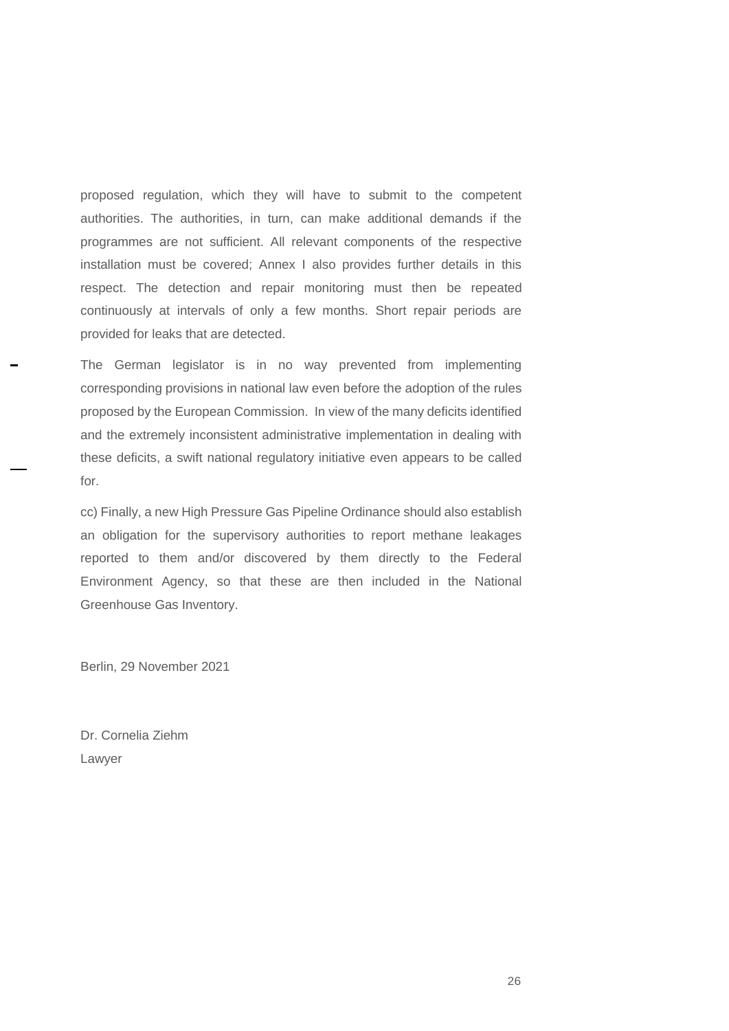proposed regulation, which they will have to submit to the competent authorities. The authorities, in turn, can make additional demands if the programmes are not sufficient. All relevant components of the respective installation must be covered; Annex I also provides further details in this respect. The detection and repair monitoring must then be repeated continuously at intervals of only a few months. Short repair periods are provided for leaks that are detected.

The German legislator is in no way prevented from implementing corresponding provisions in national law even before the adoption of the rules proposed by the European Commission. In view of the many deficits identified and the extremely inconsistent administrative implementation in dealing with these deficits, a swift national regulatory initiative even appears to be called for.

cc) Finally, a new High Pressure Gas Pipeline Ordinance should also establish an obligation for the supervisory authorities to report methane leakages reported to them and/or discovered by them directly to the Federal Environment Agency, so that these are then included in the National Greenhouse Gas Inventory.

Berlin, 29 November 2021

Dr. Cornelia Ziehm
Lawyer